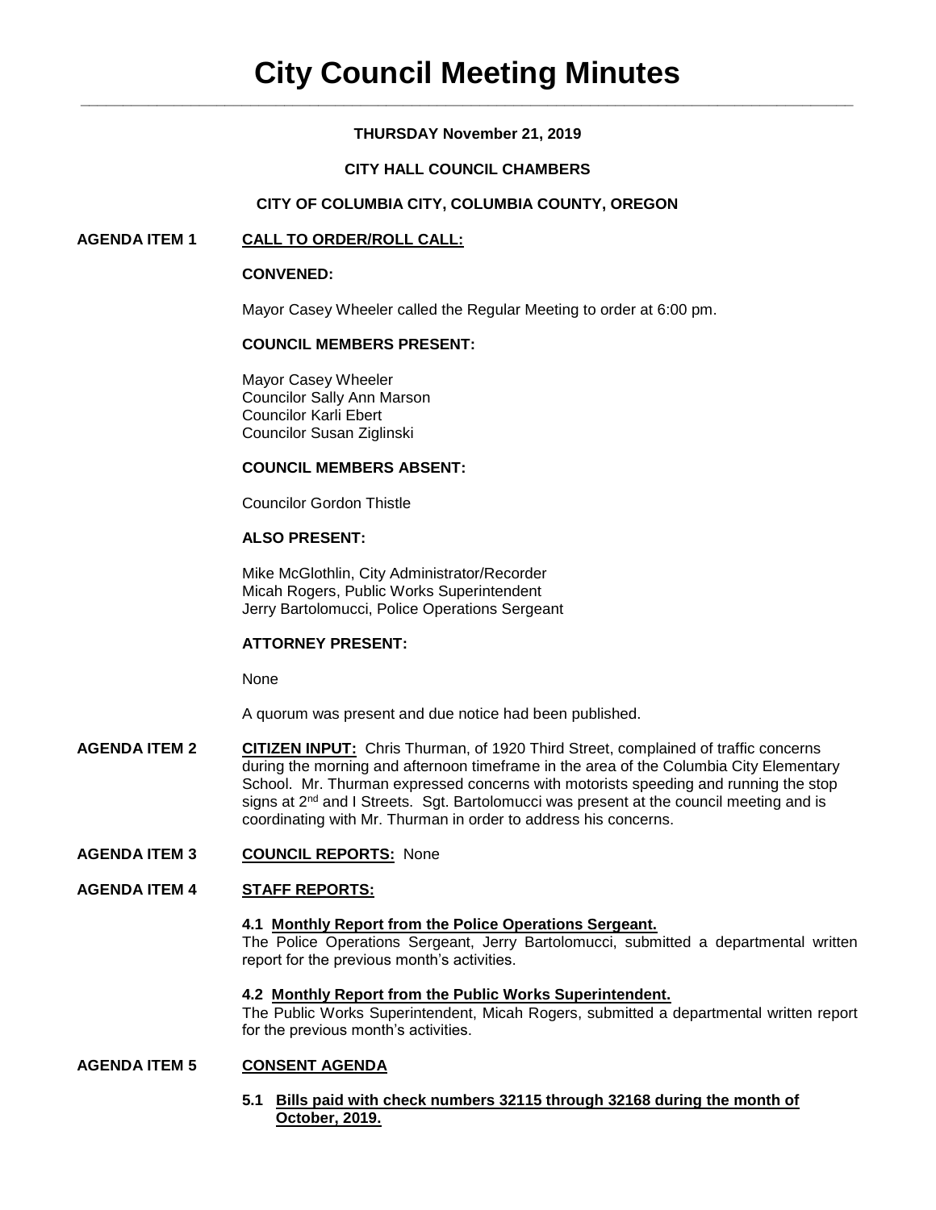# City Council Meeting Minutes

**THURSDAY November 21, 2019**

**CITY HALL COUNCIL CHAMBERS**

**CITY OF COLUMBIA CITY, COLUMBIA COUNTY, OREGON**

**AGENDA ITEM 1 CALL TO ORDER/ROLL CALL:**

**CONVENED:**

Mayor Casey Wheeler called the Regular Meeting to order at 6:00 pm.

**COUNCIL MEMBERS PRESENT:**

Mayor Casey Wheeler
Councilor Sally Ann Marson
Councilor Karli Ebert
Councilor Susan Ziglinski

**COUNCIL MEMBERS ABSENT:**

Councilor Gordon Thistle

**ALSO PRESENT:**

Mike McGlothlin, City Administrator/Recorder
Micah Rogers, Public Works Superintendent
Jerry Bartolomucci, Police Operations Sergeant

**ATTORNEY PRESENT:**

None

A quorum was present and due notice had been published.

**AGENDA ITEM 2** **CITIZEN INPUT:** Chris Thurman, of 1920 Third Street, complained of traffic concerns during the morning and afternoon timeframe in the area of the Columbia City Elementary School. Mr. Thurman expressed concerns with motorists speeding and running the stop signs at 2nd and I Streets. Sgt. Bartolomucci was present at the council meeting and is coordinating with Mr. Thurman in order to address his concerns.

**AGENDA ITEM 3** **COUNCIL REPORTS:** None

**AGENDA ITEM 4** **STAFF REPORTS:**

**4.1 Monthly Report from the Police Operations Sergeant.**
The Police Operations Sergeant, Jerry Bartolomucci, submitted a departmental written report for the previous month's activities.

**4.2 Monthly Report from the Public Works Superintendent.**
The Public Works Superintendent, Micah Rogers, submitted a departmental written report for the previous month's activities.

**AGENDA ITEM 5** **CONSENT AGENDA**

**5.1 Bills paid with check numbers 32115 through 32168 during the month of October, 2019.**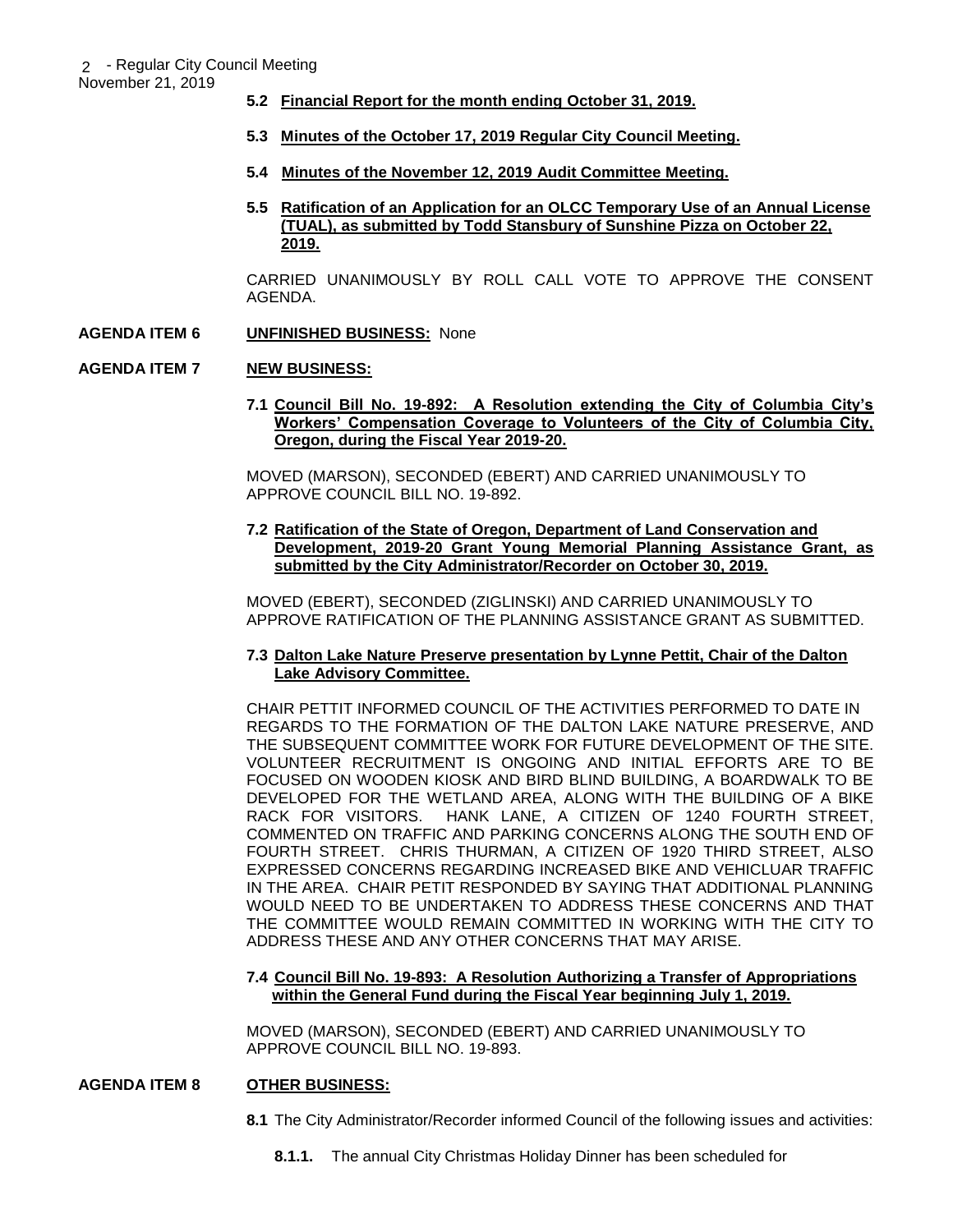**5.2 Financial Report for the month ending October 31, 2019.**

**5.3 Minutes of the October 17, 2019 Regular City Council Meeting.**

**5.4 Minutes of the November 12, 2019 Audit Committee Meeting.**

**5.5 Ratification of an Application for an OLCC Temporary Use of an Annual License (TUAL), as submitted by Todd Stansbury of Sunshine Pizza on October 22, 2019.**

CARRIED UNANIMOUSLY BY ROLL CALL VOTE TO APPROVE THE CONSENT AGENDA.

**AGENDA ITEM 6 UNFINISHED BUSINESS:** None

**AGENDA ITEM 7 NEW BUSINESS:**

**7.1 Council Bill No. 19-892: A Resolution extending the City of Columbia City's Workers' Compensation Coverage to Volunteers of the City of Columbia City, Oregon, during the Fiscal Year 2019-20.**

MOVED (MARSON), SECONDED (EBERT) AND CARRIED UNANIMOUSLY TO APPROVE COUNCIL BILL NO. 19-892.

**7.2 Ratification of the State of Oregon, Department of Land Conservation and Development, 2019-20 Grant Young Memorial Planning Assistance Grant, as submitted by the City Administrator/Recorder on October 30, 2019.**

MOVED (EBERT), SECONDED (ZIGLINSKI) AND CARRIED UNANIMOUSLY TO APPROVE RATIFICATION OF THE PLANNING ASSISTANCE GRANT AS SUBMITTED.

**7.3 Dalton Lake Nature Preserve presentation by Lynne Pettit, Chair of the Dalton Lake Advisory Committee.**

CHAIR PETTIT INFORMED COUNCIL OF THE ACTIVITIES PERFORMED TO DATE IN REGARDS TO THE FORMATION OF THE DALTON LAKE NATURE PRESERVE, AND THE SUBSEQUENT COMMITTEE WORK FOR FUTURE DEVELOPMENT OF THE SITE. VOLUNTEER RECRUITMENT IS ONGOING AND INITIAL EFFORTS ARE TO BE FOCUSED ON WOODEN KIOSK AND BIRD BLIND BUILDING, A BOARDWALK TO BE DEVELOPED FOR THE WETLAND AREA, ALONG WITH THE BUILDING OF A BIKE RACK FOR VISITORS. HANK LANE, A CITIZEN OF 1240 FOURTH STREET, COMMENTED ON TRAFFIC AND PARKING CONCERNS ALONG THE SOUTH END OF FOURTH STREET. CHRIS THURMAN, A CITIZEN OF 1920 THIRD STREET, ALSO EXPRESSED CONCERNS REGARDING INCREASED BIKE AND VEHICLUAR TRAFFIC IN THE AREA. CHAIR PETIT RESPONDED BY SAYING THAT ADDITIONAL PLANNING WOULD NEED TO BE UNDERTAKEN TO ADDRESS THESE CONCERNS AND THAT THE COMMITTEE WOULD REMAIN COMMITTED IN WORKING WITH THE CITY TO ADDRESS THESE AND ANY OTHER CONCERNS THAT MAY ARISE.

**7.4 Council Bill No. 19-893: A Resolution Authorizing a Transfer of Appropriations within the General Fund during the Fiscal Year beginning July 1, 2019.**

MOVED (MARSON), SECONDED (EBERT) AND CARRIED UNANIMOUSLY TO APPROVE COUNCIL BILL NO. 19-893.

**AGENDA ITEM 8 OTHER BUSINESS:**

**8.1** The City Administrator/Recorder informed Council of the following issues and activities:

**8.1.1.** The annual City Christmas Holiday Dinner has been scheduled for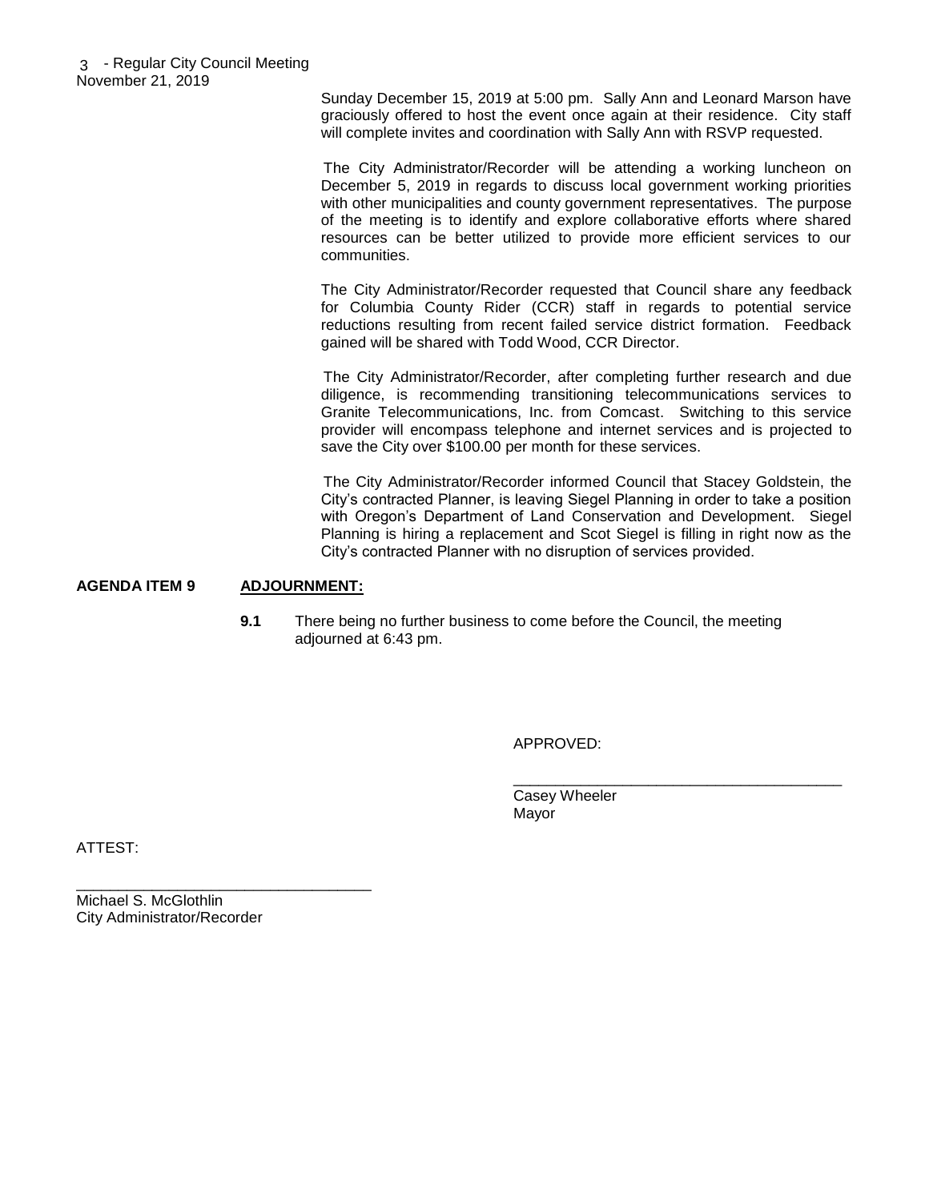Sunday December 15, 2019 at 5:00 pm. Sally Ann and Leonard Marson have graciously offered to host the event once again at their residence. City staff will complete invites and coordination with Sally Ann with RSVP requested.

The City Administrator/Recorder will be attending a working luncheon on December 5, 2019 in regards to discuss local government working priorities with other municipalities and county government representatives. The purpose of the meeting is to identify and explore collaborative efforts where shared resources can be better utilized to provide more efficient services to our communities.

The City Administrator/Recorder requested that Council share any feedback for Columbia County Rider (CCR) staff in regards to potential service reductions resulting from recent failed service district formation. Feedback gained will be shared with Todd Wood, CCR Director.

The City Administrator/Recorder, after completing further research and due diligence, is recommending transitioning telecommunications services to Granite Telecommunications, Inc. from Comcast. Switching to this service provider will encompass telephone and internet services and is projected to save the City over $100.00 per month for these services.

The City Administrator/Recorder informed Council that Stacey Goldstein, the City's contracted Planner, is leaving Siegel Planning in order to take a position with Oregon's Department of Land Conservation and Development. Siegel Planning is hiring a replacement and Scot Siegel is filling in right now as the City's contracted Planner with no disruption of services provided.

**AGENDA ITEM 9** **ADJOURNMENT:**

**9.1** There being no further business to come before the Council, the meeting adjourned at 6:43 pm.

APPROVED:

\_\_\_\_\_\_\_\_\_\_\_\_\_\_\_\_\_\_\_\_\_\_\_\_\_\_\_\_\_\_\_\_\_\_\_\_\_\_\_\_

Casey Wheeler
Mayor

ATTEST:

\_\_\_\_\_\_\_\_\_\_\_\_\_\_\_\_\_\_\_\_\_\_\_\_\_\_\_\_\_\_\_\_\_\_\_\_

Michael S. McGlothlin
City Administrator/Recorder